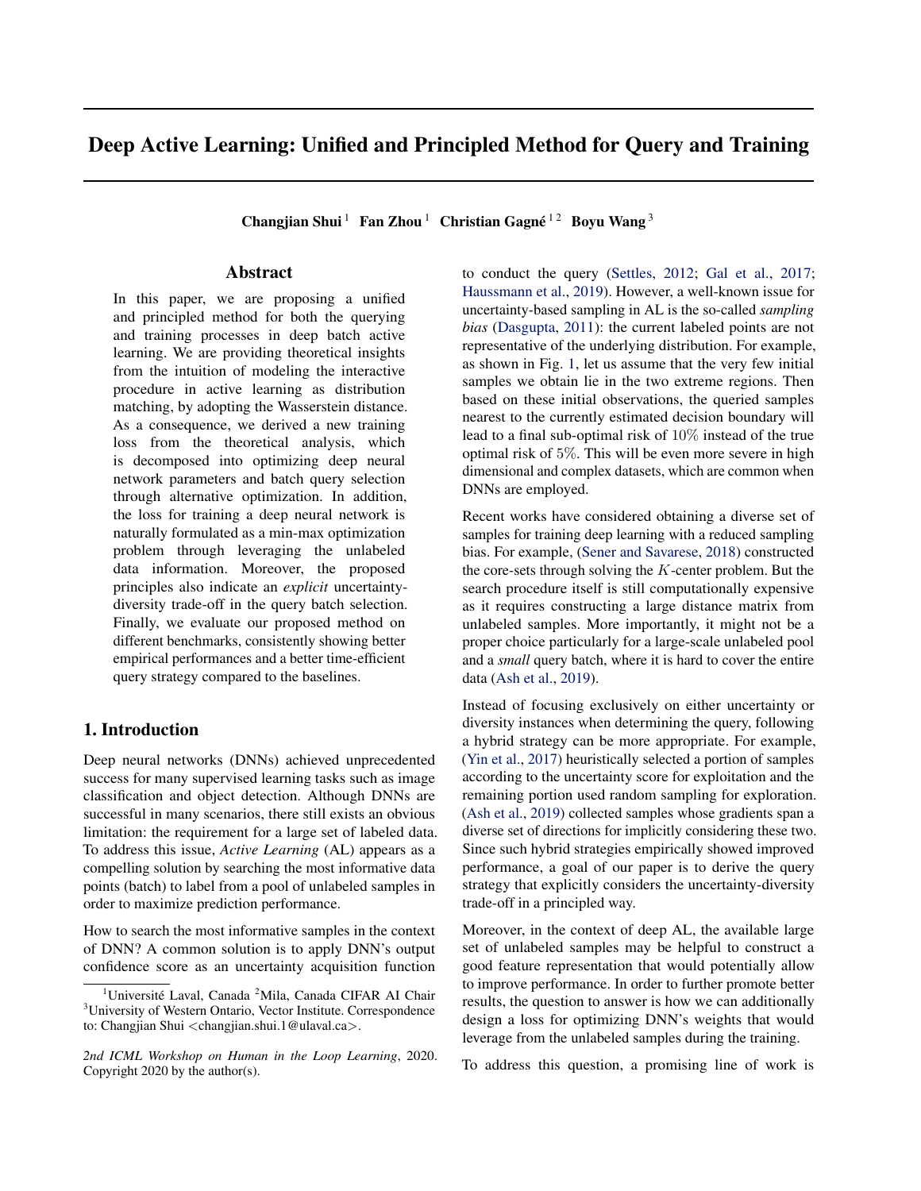# Deep Active Learning: Unified and Principled Method for Query and Training

**Changjian Shui** [1] **Fan Zhou** [1] **Christian Gagné** [1 2] **Boyu Wang** [3]

## Abstract

In this paper, we are proposing a unified and principled method for both the querying and training processes in deep batch active learning. We are providing theoretical insights from the intuition of modeling the interactive procedure in active learning as distribution matching, by adopting the Wasserstein distance. As a consequence, we derived a new training loss from the theoretical analysis, which is decomposed into optimizing deep neural network parameters and batch query selection through alternative optimization. In addition, the loss for training a deep neural network is naturally formulated as a min-max optimization problem through leveraging the unlabeled data information. Moreover, the proposed principles also indicate an *explicit* uncertainty-diversity trade-off in the query batch selection. Finally, we evaluate our proposed method on different benchmarks, consistently showing better empirical performances and a better time-efficient query strategy compared to the baselines.

## 1. Introduction

Deep neural networks (DNNs) achieved unprecedented success for many supervised learning tasks such as image classification and object detection. Although DNNs are successful in many scenarios, there still exists an obvious limitation: the requirement for a large set of labeled data. To address this issue, *Active Learning* (AL) appears as a compelling solution by searching the most informative data points (batch) to label from a pool of unlabeled samples in order to maximize prediction performance.

How to search the most informative samples in the context of DNN? A common solution is to apply DNN's output confidence score as an uncertainty acquisition function to conduct the query (Settles, 2012; Gal et al., 2017; Haussmann et al., 2019). However, a well-known issue for uncertainty-based sampling in AL is the so-called *sampling bias* (Dasgupta, 2011): the current labeled points are not representative of the underlying distribution. For example, as shown in Fig. 1, let us assume that the very few initial samples we obtain lie in the two extreme regions. Then based on these initial observations, the queried samples nearest to the currently estimated decision boundary will lead to a final sub-optimal risk of $10\%$ instead of the true optimal risk of $5\%$. This will be even more severe in high dimensional and complex datasets, which are common when DNNs are employed.

Recent works have considered obtaining a diverse set of samples for training deep learning with a reduced sampling bias. For example, (Sener and Savarese, 2018) constructed the core-sets through solving the $K$-center problem. But the search procedure itself is still computationally expensive as it requires constructing a large distance matrix from unlabeled samples. More importantly, it might not be a proper choice particularly for a large-scale unlabeled pool and a *small* query batch, where it is hard to cover the entire data (Ash et al., 2019).

Instead of focusing exclusively on either uncertainty or diversity instances when determining the query, following a hybrid strategy can be more appropriate. For example, (Yin et al., 2017) heuristically selected a portion of samples according to the uncertainty score for exploitation and the remaining portion used random sampling for exploration. (Ash et al., 2019) collected samples whose gradients span a diverse set of directions for implicitly considering these two. Since such hybrid strategies empirically showed improved performance, a goal of our paper is to derive the query strategy that explicitly considers the uncertainty-diversity trade-off in a principled way.

Moreover, in the context of deep AL, the available large set of unlabeled samples may be helpful to construct a good feature representation that would potentially allow to improve performance. In order to further promote better results, the question to answer is how we can additionally design a loss for optimizing DNN's weights that would leverage from the unlabeled samples during the training.

To address this question, a promising line of work is

---

[1]Université Laval, Canada [2]Mila, Canada CIFAR AI Chair [3]University of Western Ontario, Vector Institute. Correspondence to: Changjian Shui <changjian.shui.1@ulaval.ca>.

*2nd ICML Workshop on Human in the Loop Learning*, 2020. Copyright 2020 by the author(s).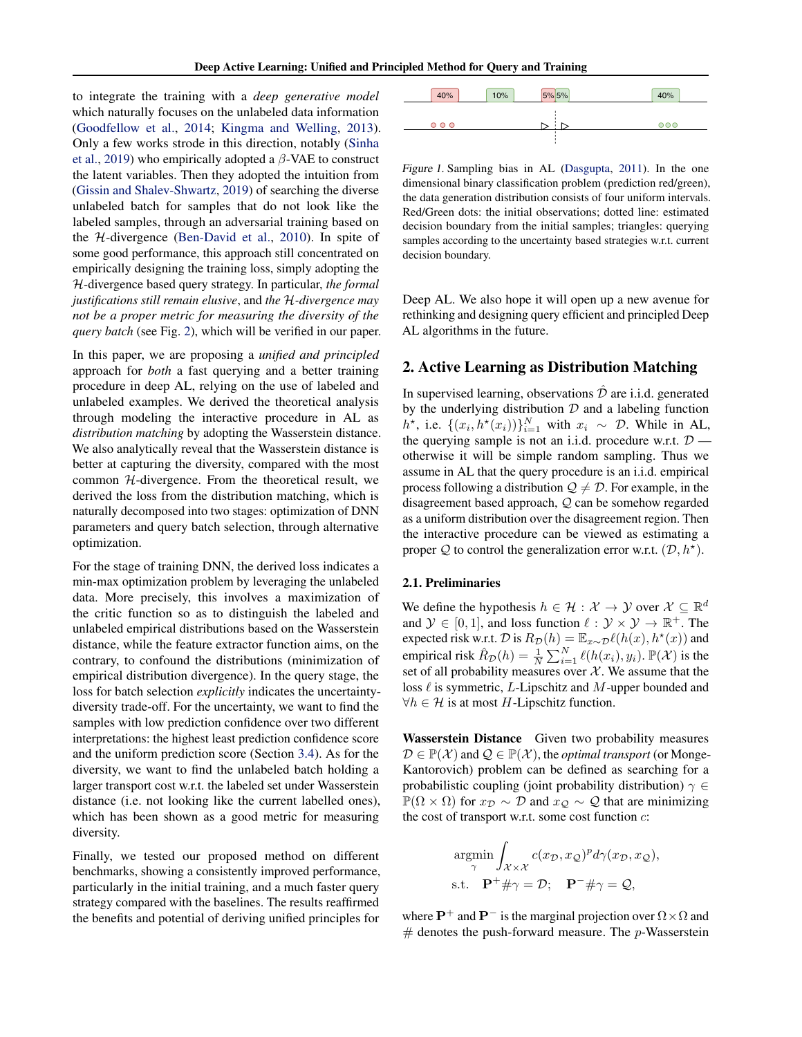to integrate the training with a *deep generative model* which naturally focuses on the unlabeled data information (Goodfellow et al., 2014; Kingma and Welling, 2013). Only a few works strode in this direction, notably (Sinha et al., 2019) who empirically adopted a $\beta$-VAE to construct the latent variables. Then they adopted the intuition from (Gissin and Shalev-Shwartz, 2019) of searching the diverse unlabeled batch for samples that do not look like the labeled samples, through an adversarial training based on the $\mathcal{H}$-divergence (Ben-David et al., 2010). In spite of some good performance, this approach still concentrated on empirically designing the training loss, simply adopting the $\mathcal{H}$-divergence based query strategy. In particular, *the formal justifications still remain elusive*, and *the $\mathcal{H}$-divergence may not be a proper metric for measuring the diversity of the query batch* (see Fig. 2), which will be verified in our paper.

In this paper, we are proposing a *unified and principled* approach for *both* a fast querying and a better training procedure in deep AL, relying on the use of labeled and unlabeled examples. We derived the theoretical analysis through modeling the interactive procedure in AL as *distribution matching* by adopting the Wasserstein distance. We also analytically reveal that the Wasserstein distance is better at capturing the diversity, compared with the most common $\mathcal{H}$-divergence. From the theoretical result, we derived the loss from the distribution matching, which is naturally decomposed into two stages: optimization of DNN parameters and query batch selection, through alternative optimization.

For the stage of training DNN, the derived loss indicates a min-max optimization problem by leveraging the unlabeled data. More precisely, this involves a maximization of the critic function so as to distinguish the labeled and unlabeled empirical distributions based on the Wasserstein distance, while the feature extractor function aims, on the contrary, to confound the distributions (minimization of empirical distribution divergence). In the query stage, the loss for batch selection *explicitly* indicates the uncertainty-diversity trade-off. For the uncertainty, we want to find the samples with low prediction confidence over two different interpretations: the highest least prediction confidence score and the uniform prediction score (Section 3.4). As for the diversity, we want to find the unlabeled batch holding a larger transport cost w.r.t. the labeled set under Wasserstein distance (i.e. not looking like the current labelled ones), which has been shown as a good metric for measuring diversity.

Finally, we tested our proposed method on different benchmarks, showing a consistently improved performance, particularly in the initial training, and a much faster query strategy compared with the baselines. The results reaffirmed the benefits and potential of deriving unified principles for

Figure 1. Sampling bias in AL (Dasgupta, 2011). In the one dimensional binary classification problem (prediction red/green), the data generation distribution consists of four uniform intervals. Red/Green dots: the initial observations; dotted line: estimated decision boundary from the initial samples; triangles: querying samples according to the uncertainty based strategies w.r.t. current decision boundary.

Deep AL. We also hope it will open up a new avenue for rethinking and designing query efficient and principled Deep AL algorithms in the future.

## 2. Active Learning as Distribution Matching

In supervised learning, observations $\hat{\mathcal{D}}$ are i.i.d. generated by the underlying distribution $\mathcal{D}$ and a labeling function $h^\star$, i.e. $\{(x_i, h^\star(x_i))\}_{i=1}^N$ with $x_i \sim \mathcal{D}$. While in AL, the querying sample is not an i.i.d. procedure w.r.t. $\mathcal{D}$ — otherwise it will be simple random sampling. Thus we assume in AL that the query procedure is an i.i.d. empirical process following a distribution $\mathcal{Q} \neq \mathcal{D}$. For example, in the disagreement based approach, $\mathcal{Q}$ can be somehow regarded as a uniform distribution over the disagreement region. Then the interactive procedure can be viewed as estimating a proper $\mathcal{Q}$ to control the generalization error w.r.t. $(\mathcal{D}, h^\star)$.

### 2.1. Preliminaries

We define the hypothesis $h \in \mathcal{H} : \mathcal{X} \to \mathcal{Y}$ over $\mathcal{X} \subseteq \mathbb{R}^d$ and $\mathcal{Y} \in [0,1]$, and loss function $\ell : \mathcal{Y} \times \mathcal{Y} \to \mathbb{R}^+$. The expected risk w.r.t. $\mathcal{D}$ is $R_{\mathcal{D}}(h) = \mathbb{E}_{x\sim\mathcal{D}}\ell(h(x), h^\star(x))$ and empirical risk $\hat{R}_{\mathcal{D}}(h) = \frac{1}{N}\sum_{i=1}^N \ell(h(x_i), y_i)$. $\mathbb{P}(\mathcal{X})$ is the set of all probability measures over $\mathcal{X}$. We assume that the loss $\ell$ is symmetric, $L$-Lipschitz and $M$-upper bounded and $\forall h \in \mathcal{H}$ is at most $H$-Lipschitz function.

**Wasserstein Distance** Given two probability measures $\mathcal{D} \in \mathbb{P}(\mathcal{X})$ and $\mathcal{Q} \in \mathbb{P}(\mathcal{X})$, the *optimal transport* (or Monge-Kantorovich) problem can be defined as searching for a probabilistic coupling (joint probability distribution) $\gamma \in \mathbb{P}(\Omega \times \Omega)$ for $x_{\mathcal{D}} \sim \mathcal{D}$ and $x_{\mathcal{Q}} \sim \mathcal{Q}$ that are minimizing the cost of transport w.r.t. some cost function $c$:

$$\underset{\gamma}{\operatorname{argmin}} \int_{\mathcal{X}\times\mathcal{X}} c(x_{\mathcal{D}}, x_{\mathcal{Q}})^p d\gamma(x_{\mathcal{D}}, x_{\mathcal{Q}}),$$
$$\text{s.t.} \quad \mathbf{P}^+ \# \gamma = \mathcal{D}; \quad \mathbf{P}^- \# \gamma = \mathcal{Q},$$

where $\mathbf{P}^+$ and $\mathbf{P}^-$ is the marginal projection over $\Omega \times \Omega$ and $\#$ denotes the push-forward measure. The $p$-Wasserstein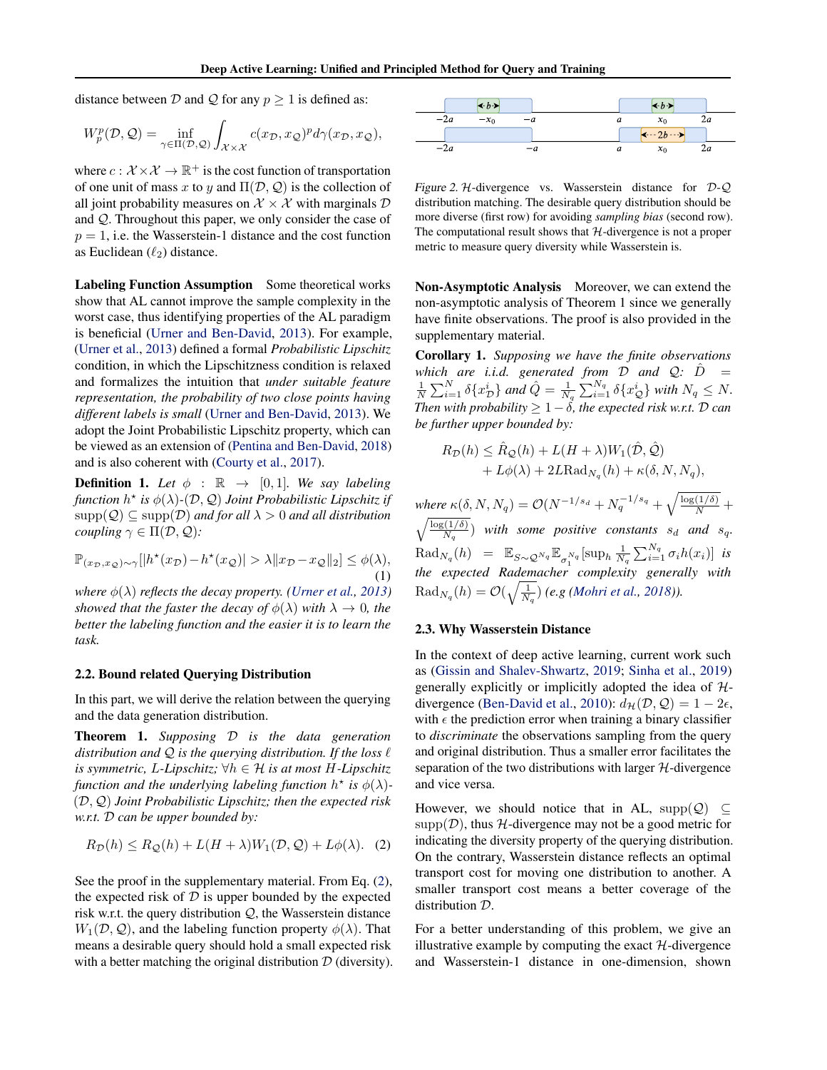distance between $\mathcal{D}$ and $\mathcal{Q}$ for any $p \geq 1$ is defined as:

$$W_p^p(\mathcal{D}, \mathcal{Q}) = \inf_{\gamma \in \Pi(\mathcal{D},\mathcal{Q})} \int_{\mathcal{X}\times\mathcal{X}} c(x_{\mathcal{D}}, x_{\mathcal{Q}})^p d\gamma(x_{\mathcal{D}}, x_{\mathcal{Q}}),$$

where $c : \mathcal{X}\times\mathcal{X} \to \mathbb{R}^+$ is the cost function of transportation of one unit of mass $x$ to $y$ and $\Pi(\mathcal{D}, \mathcal{Q})$ is the collection of all joint probability measures on $\mathcal{X} \times \mathcal{X}$ with marginals $\mathcal{D}$ and $\mathcal{Q}$. Throughout this paper, we only consider the case of $p = 1$, i.e. the Wasserstein-1 distance and the cost function as Euclidean ($\ell_2$) distance.

**Labeling Function Assumption** Some theoretical works show that AL cannot improve the sample complexity in the worst case, thus identifying properties of the AL paradigm is beneficial (Urner and Ben-David, 2013). For example, (Urner et al., 2013) defined a formal *Probabilistic Lipschitz* condition, in which the Lipschitzness condition is relaxed and formalizes the intuition that *under suitable feature representation, the probability of two close points having different labels is small* (Urner and Ben-David, 2013). We adopt the Joint Probabilistic Lipschitz property, which can be viewed as an extension of (Pentina and Ben-David, 2018) and is also coherent with (Courty et al., 2017).

**Definition 1.** *Let $\phi : \mathbb{R} \to [0, 1]$. We say labeling function $h^\star$ is $\phi(\lambda)$-($\mathcal{D}$, $\mathcal{Q}$) Joint Probabilistic Lipschitz if* $\text{supp}(\mathcal{Q}) \subseteq \text{supp}(\mathcal{D})$ *and for all $\lambda > 0$ and all distribution coupling $\gamma \in \Pi(\mathcal{D}, \mathcal{Q})$:*

$$\mathbb{P}_{(x_{\mathcal{D}},x_{\mathcal{Q}})\sim\gamma}[|h^\star(x_{\mathcal{D}}) - h^\star(x_{\mathcal{Q}})| > \lambda \|x_{\mathcal{D}} - x_{\mathcal{Q}}\|_2] \leq \phi(\lambda), \tag{1}$$

*where $\phi(\lambda)$ reflects the decay property. (Urner et al., 2013) showed that the faster the decay of $\phi(\lambda)$ with $\lambda \to 0$, the better the labeling function and the easier it is to learn the task.*

### 2.2. Bound related Querying Distribution

In this part, we will derive the relation between the querying and the data generation distribution.

**Theorem 1.** *Supposing $\mathcal{D}$ is the data generation distribution and $\mathcal{Q}$ is the querying distribution. If the loss $\ell$ is symmetric, $L$-Lipschitz; $\forall h \in \mathcal{H}$ is at most $H$-Lipschitz function and the underlying labeling function $h^\star$ is $\phi(\lambda)$-($\mathcal{D}$, $\mathcal{Q}$) Joint Probabilistic Lipschitz; then the expected risk w.r.t. $\mathcal{D}$ can be upper bounded by:*

$$R_{\mathcal{D}}(h) \leq R_{\mathcal{Q}}(h) + L(H + \lambda)W_1(\mathcal{D}, \mathcal{Q}) + L\phi(\lambda). \tag{2}$$

See the proof in the supplementary material. From Eq. (2), the expected risk of $\mathcal{D}$ is upper bounded by the expected risk w.r.t. the query distribution $\mathcal{Q}$, the Wasserstein distance $W_1(\mathcal{D}, \mathcal{Q})$, and the labeling function property $\phi(\lambda)$. That means a desirable query should hold a small expected risk with a better matching the original distribution $\mathcal{D}$ (diversity).

*Figure 2.* $\mathcal{H}$-divergence vs. Wasserstein distance for $\mathcal{D}$-$\mathcal{Q}$ distribution matching. The desirable query distribution should be more diverse (first row) for avoiding *sampling bias* (second row). The computational result shows that $\mathcal{H}$-divergence is not a proper metric to measure query diversity while Wasserstein is.

**Non-Asymptotic Analysis** Moreover, we can extend the non-asymptotic analysis of Theorem 1 since we generally have finite observations. The proof is also provided in the supplementary material.

**Corollary 1.** *Supposing we have the finite observations which are i.i.d. generated from $\mathcal{D}$ and $\mathcal{Q}$: $\hat{D} = \frac{1}{N}\sum_{i=1}^{N} \delta\{x_{\mathcal{D}}^i\}$ and $\hat{Q} = \frac{1}{N_q}\sum_{i=1}^{N_q} \delta\{x_{\mathcal{Q}}^i\}$ with $N_q \leq N$. Then with probability $\geq 1 - \delta$, the expected risk w.r.t. $\mathcal{D}$ can be further upper bounded by:*

$$R_{\mathcal{D}}(h) \leq \hat{R}_{\mathcal{Q}}(h) + L(H + \lambda)W_1(\hat{\mathcal{D}}, \hat{\mathcal{Q}}) + L\phi(\lambda) + 2L\text{Rad}_{N_q}(h) + \kappa(\delta, N, N_q),$$

*where $\kappa(\delta, N, N_q) = \mathcal{O}(N^{-1/s_d} + N_q^{-1/s_q} + \sqrt{\frac{\log(1/\delta)}{N}} + \sqrt{\frac{\log(1/\delta)}{N_q}})$ with some positive constants $s_d$ and $s_q$. $\text{Rad}_{N_q}(h) = \mathbb{E}_{S\sim\mathcal{Q}^{N_q}}\mathbb{E}_{\sigma_1^{N_q}}[\sup_h \frac{1}{N_q}\sum_{i=1}^{N_q} \sigma_i h(x_i)]$ is the expected Rademacher complexity generally with $\text{Rad}_{N_q}(h) = \mathcal{O}(\sqrt{\frac{1}{N_q}})$ (e.g (Mohri et al., 2018)).*

### 2.3. Why Wasserstein Distance

In the context of deep active learning, current work such as (Gissin and Shalev-Shwartz, 2019; Sinha et al., 2019) generally explicitly or implicitly adopted the idea of $\mathcal{H}$-divergence (Ben-David et al., 2010): $d_{\mathcal{H}}(\mathcal{D}, \mathcal{Q}) = 1 - 2\epsilon$, with $\epsilon$ the prediction error when training a binary classifier to *discriminate* the observations sampling from the query and original distribution. Thus a smaller error facilitates the separation of the two distributions with larger $\mathcal{H}$-divergence and vice versa.

However, we should notice that in AL, $\text{supp}(\mathcal{Q}) \subseteq \text{supp}(\mathcal{D})$, thus $\mathcal{H}$-divergence may not be a good metric for indicating the diversity property of the querying distribution. On the contrary, Wasserstein distance reflects an optimal transport cost for moving one distribution to another. A smaller transport cost means a better coverage of the distribution $\mathcal{D}$.

For a better understanding of this problem, we give an illustrative example by computing the exact $\mathcal{H}$-divergence and Wasserstein-1 distance in one-dimension, shown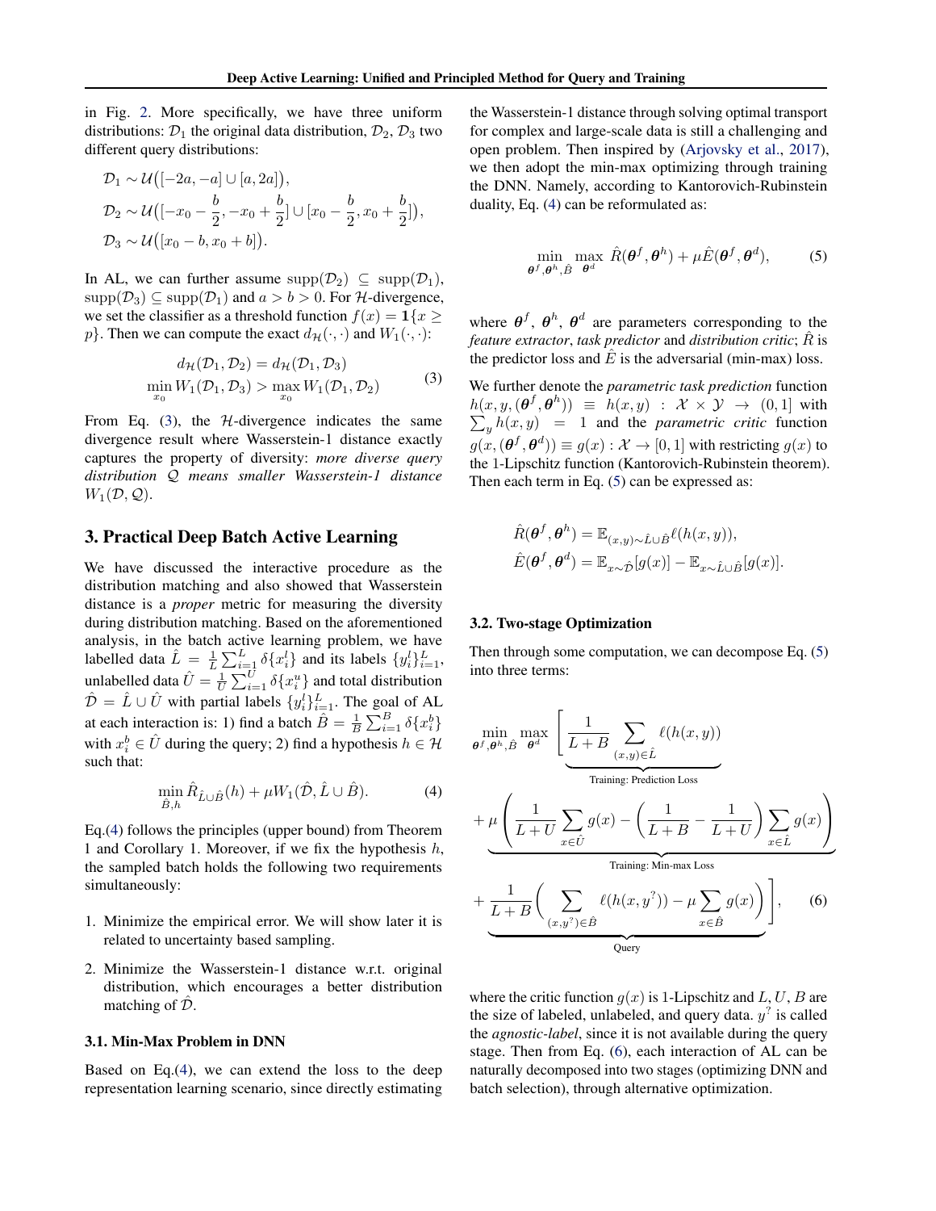in Fig. 2. More specifically, we have three uniform distributions: $\mathcal{D}_1$ the original data distribution, $\mathcal{D}_2, \mathcal{D}_3$ two different query distributions:

$$
\begin{aligned}
&\mathcal{D}_1 \sim \mathcal{U}\big([-2a,-a]\cup[a,2a]\big),\\
&\mathcal{D}_2 \sim \mathcal{U}\big([-x_0-\frac{b}{2},-x_0+\frac{b}{2}]\cup[x_0-\frac{b}{2},x_0+\frac{b}{2}]\big),\\
&\mathcal{D}_3 \sim \mathcal{U}\big([x_0-b,x_0+b]\big).
\end{aligned}
$$

In AL, we can further assume $\text{supp}(\mathcal{D}_2) \subseteq \text{supp}(\mathcal{D}_1)$, $\text{supp}(\mathcal{D}_3) \subseteq \text{supp}(\mathcal{D}_1)$ and $a > b > 0$. For $\mathcal{H}$-divergence, we set the classifier as a threshold function $f(x) = \mathbf{1}\{x \geq p\}$. Then we can compute the exact $d_{\mathcal{H}}(\cdot,\cdot)$ and $W_1(\cdot,\cdot)$:

$$
\begin{aligned}
d_{\mathcal{H}}(\mathcal{D}_1,\mathcal{D}_2) &= d_{\mathcal{H}}(\mathcal{D}_1,\mathcal{D}_3)\\
\min_{x_0} W_1(\mathcal{D}_1,\mathcal{D}_3) &> \max_{x_0} W_1(\mathcal{D}_1,\mathcal{D}_2)
\end{aligned}
\tag{3}
$$

From Eq. (3), the $\mathcal{H}$-divergence indicates the same divergence result where Wasserstein-1 distance exactly captures the property of diversity: *more diverse query distribution $\mathcal{Q}$ means smaller Wasserstein-1 distance* $W_1(\mathcal{D},\mathcal{Q})$.

## 3. Practical Deep Batch Active Learning

We have discussed the interactive procedure as the distribution matching and also showed that Wasserstein distance is a *proper* metric for measuring the diversity during distribution matching. Based on the aforementioned analysis, in the batch active learning problem, we have labelled data $\hat{L} = \frac{1}{L}\sum_{i=1}^{L}\delta\{x_i^l\}$ and its labels $\{y_i^l\}_{i=1}^{L}$, unlabelled data $\hat{U} = \frac{1}{U}\sum_{i=1}^{U}\delta\{x_i^u\}$ and total distribution $\hat{\mathcal{D}} = \hat{L}\cup\hat{U}$ with partial labels $\{y_i^l\}_{i=1}^{L}$. The goal of AL at each interaction is: 1) find a batch $\hat{B} = \frac{1}{B}\sum_{i=1}^{B}\delta\{x_i^b\}$ with $x_i^b \in \hat{U}$ during the query; 2) find a hypothesis $h \in \mathcal{H}$ such that:

$$
\min_{\hat{B},h} \hat{R}_{\hat{L}\cup\hat{B}}(h) + \mu W_1(\hat{\mathcal{D}},\hat{L}\cup\hat{B}). \tag{4}
$$

Eq.(4) follows the principles (upper bound) from Theorem 1 and Corollary 1. Moreover, if we fix the hypothesis $h$, the sampled batch holds the following two requirements simultaneously:

1. Minimize the empirical error. We will show later it is related to uncertainty based sampling.
2. Minimize the Wasserstein-1 distance w.r.t. original distribution, which encourages a better distribution matching of $\hat{\mathcal{D}}$.

### 3.1. Min-Max Problem in DNN

Based on Eq.(4), we can extend the loss to the deep representation learning scenario, since directly estimating the Wasserstein-1 distance through solving optimal transport for complex and large-scale data is still a challenging and open problem. Then inspired by (Arjovsky et al., 2017), we then adopt the min-max optimizing through training the DNN. Namely, according to Kantorovich-Rubinstein duality, Eq. (4) can be reformulated as:

$$
\min_{\boldsymbol{\theta}^f,\boldsymbol{\theta}^h,\hat{B}} \max_{\boldsymbol{\theta}^d} \hat{R}(\boldsymbol{\theta}^f,\boldsymbol{\theta}^h) + \mu\hat{E}(\boldsymbol{\theta}^f,\boldsymbol{\theta}^d), \tag{5}
$$

where $\boldsymbol{\theta}^f$, $\boldsymbol{\theta}^h$, $\boldsymbol{\theta}^d$ are parameters corresponding to the *feature extractor*, *task predictor* and *distribution critic*; $\hat{R}$ is the predictor loss and $\hat{E}$ is the adversarial (min-max) loss.

We further denote the *parametric task prediction* function $h(x,y,(\boldsymbol{\theta}^f,\boldsymbol{\theta}^h)) \equiv h(x,y) : \mathcal{X}\times\mathcal{Y}\to(0,1]$ with $\sum_y h(x,y) = 1$ and the *parametric critic* function $g(x,(\boldsymbol{\theta}^f,\boldsymbol{\theta}^d)) \equiv g(x) : \mathcal{X}\to[0,1]$ with restricting $g(x)$ to the 1-Lipschitz function (Kantorovich-Rubinstein theorem). Then each term in Eq. (5) can be expressed as:

$$
\begin{aligned}
&\hat{R}(\boldsymbol{\theta}^f,\boldsymbol{\theta}^h) = \mathbb{E}_{(x,y)\sim\hat{L}\cup\hat{B}}\ell(h(x,y)),\\
&\hat{E}(\boldsymbol{\theta}^f,\boldsymbol{\theta}^d) = \mathbb{E}_{x\sim\hat{\mathcal{D}}}[g(x)] - \mathbb{E}_{x\sim\hat{L}\cup\hat{B}}[g(x)].
\end{aligned}
$$

### 3.2. Two-stage Optimization

Then through some computation, we can decompose Eq. (5) into three terms:

$$
\begin{aligned}
\min_{\boldsymbol{\theta}^f,\boldsymbol{\theta}^h,\hat{B}} \max_{\boldsymbol{\theta}^d} \Bigg[ &\underbrace{\frac{1}{L+B}\sum_{(x,y)\in\hat{L}}\ell(h(x,y))}_{\text{Training: Prediction Loss}}\\
&+ \underbrace{\mu\left(\frac{1}{L+U}\sum_{x\in\hat{U}}g(x) - \left(\frac{1}{L+B}-\frac{1}{L+U}\right)\sum_{x\in\hat{L}}g(x)\right)}_{\text{Training: Min-max Loss}}\\
&+ \underbrace{\frac{1}{L+B}\left(\sum_{(x,y^?)\in\hat{B}}\ell(h(x,y^?)) - \mu\sum_{x\in\hat{B}}g(x)\right)}_{\text{Query}}\Bigg],
\end{aligned}
\tag{6}
$$

where the critic function $g(x)$ is 1-Lipschitz and $L, U, B$ are the size of labeled, unlabeled, and query data. $y^?$ is called the *agnostic-label*, since it is not available during the query stage. Then from Eq. (6), each interaction of AL can be naturally decomposed into two stages (optimizing DNN and batch selection), through alternative optimization.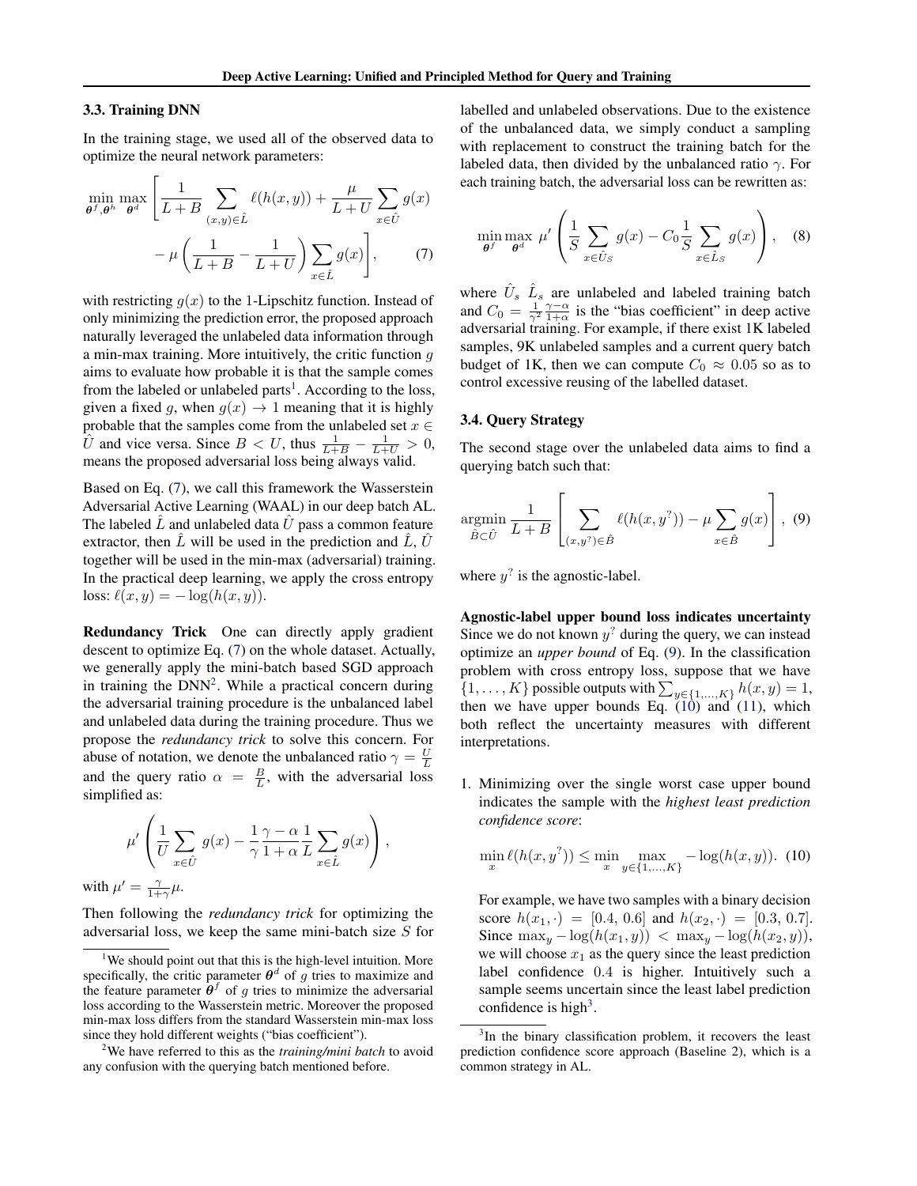### 3.3. Training DNN

In the training stage, we used all of the observed data to optimize the neural network parameters:

$$\min_{\boldsymbol{\theta}^f,\boldsymbol{\theta}^h} \max_{\boldsymbol{\theta}^d} \Bigg[ \frac{1}{L+B} \sum_{(x,y)\in\hat{L}} \ell(h(x,y)) + \frac{\mu}{L+U} \sum_{x\in\hat{U}} g(x) - \mu \left( \frac{1}{L+B} - \frac{1}{L+U} \right) \sum_{x\in\hat{L}} g(x) \Bigg], \quad (7)$$

with restricting $g(x)$ to the 1-Lipschitz function. Instead of only minimizing the prediction error, the proposed approach naturally leveraged the unlabeled data information through a min-max training. More intuitively, the critic function $g$ aims to evaluate how probable it is that the sample comes from the labeled or unlabeled parts[1]. According to the loss, given a fixed $g$, when $g(x) \to 1$ meaning that it is highly probable that the samples come from the unlabeled set $x \in \hat{U}$ and vice versa. Since $B < U$, thus $\frac{1}{L+B} - \frac{1}{L+U} > 0$, means the proposed adversarial loss being always valid.

Based on Eq. (7), we call this framework the Wasserstein Adversarial Active Learning (WAAL) in our deep batch AL. The labeled $\hat{L}$ and unlabeled data $\hat{U}$ pass a common feature extractor, then $\hat{L}$ will be used in the prediction and $\hat{L}$, $\hat{U}$ together will be used in the min-max (adversarial) training. In the practical deep learning, we apply the cross entropy loss: $\ell(x,y) = -\log(h(x,y))$.

**Redundancy Trick** One can directly apply gradient descent to optimize Eq. (7) on the whole dataset. Actually, we generally apply the mini-batch based SGD approach in training the DNN[2]. While a practical concern during the adversarial training procedure is the unbalanced label and unlabeled data during the training procedure. Thus we propose the *redundancy trick* to solve this concern. For abuse of notation, we denote the unbalanced ratio $\gamma = \frac{U}{L}$ and the query ratio $\alpha = \frac{B}{L}$, with the adversarial loss simplified as:

$$\mu' \left( \frac{1}{U} \sum_{x\in\hat{U}} g(x) - \frac{1}{\gamma} \frac{\gamma-\alpha}{1+\alpha} \frac{1}{L} \sum_{x\in\hat{L}} g(x) \right),$$

with $\mu' = \frac{\gamma}{1+\gamma}\mu$.

Then following the *redundancy trick* for optimizing the adversarial loss, we keep the same mini-batch size $S$ for labelled and unlabeled observations. Due to the existence of the unbalanced data, we simply conduct a sampling with replacement to construct the training batch for the labeled data, then divided by the unbalanced ratio $\gamma$. For each training batch, the adversarial loss can be rewritten as:

$$\min_{\boldsymbol{\theta}^f} \max_{\boldsymbol{\theta}^d} \mu' \left( \frac{1}{S} \sum_{x\in\hat{U}_S} g(x) - C_0 \frac{1}{S} \sum_{x\in\hat{L}_S} g(x) \right), \quad (8)$$

where $\hat{U}_s$ $\hat{L}_s$ are unlabeled and labeled training batch and $C_0 = \frac{1}{\gamma^2}\frac{\gamma-\alpha}{1+\alpha}$ is the "bias coefficient" in deep active adversarial training. For example, if there exist 1K labeled samples, 9K unlabeled samples and a current query batch budget of 1K, then we can compute $C_0 \approx 0.05$ so as to control excessive reusing of the labelled dataset.

### 3.4. Query Strategy

The second stage over the unlabeled data aims to find a querying batch such that:

$$\operatorname*{argmin}_{\hat{B}\subset\hat{U}} \frac{1}{L+B} \left[ \sum_{(x,y^?)\in\hat{B}} \ell(h(x,y^?)) - \mu \sum_{x\in\hat{B}} g(x) \right], \quad (9)$$

where $y^?$ is the agnostic-label.

**Agnostic-label upper bound loss indicates uncertainty** Since we do not known $y^?$ during the query, we can instead optimize an *upper bound* of Eq. (9). In the classification problem with cross entropy loss, suppose that we have $\{1,\dots,K\}$ possible outputs with $\sum_{y\in\{1,\dots,K\}} h(x,y) = 1$, then we have upper bounds Eq. (10) and (11), which both reflect the uncertainty measures with different interpretations.

1. Minimizing over the single worst case upper bound indicates the sample with the *highest least prediction confidence score*:

   $$\min_x \ell(h(x,y^?)) \leq \min_x \max_{y\in\{1,\dots,K\}} -\log(h(x,y)). \quad (10)$$

   For example, we have two samples with a binary decision score $h(x_1,\cdot) = [0.4, 0.6]$ and $h(x_2,\cdot) = [0.3, 0.7]$. Since $\max_y -\log(h(x_1,y)) < \max_y -\log(h(x_2,y))$, we will choose $x_1$ as the query since the least prediction label confidence $0.4$ is higher. Intuitively such a sample seems uncertain since the least label prediction confidence is high[3].

---

[1] We should point out that this is the high-level intuition. More specifically, the critic parameter $\boldsymbol{\theta}^d$ of $g$ tries to maximize and the feature parameter $\boldsymbol{\theta}^f$ of $g$ tries to minimize the adversarial loss according to the Wasserstein metric. Moreover the proposed min-max loss differs from the standard Wasserstein min-max loss since they hold different weights ("bias coefficient").

[2] We have referred to this as the *training/mini batch* to avoid any confusion with the querying batch mentioned before.

[3] In the binary classification problem, it recovers the least prediction confidence score approach (Baseline 2), which is a common strategy in AL.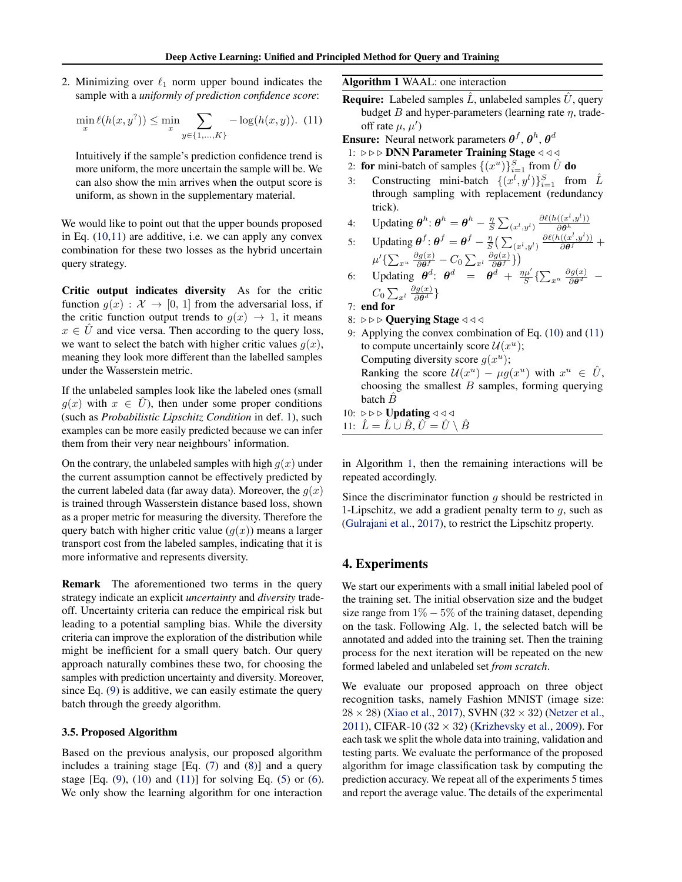2. Minimizing over $\ell_1$ norm upper bound indicates the sample with a *uniformly of prediction confidence score*:

$$\min_x \ell(h(x, y^?)) \leq \min_x \sum_{y \in \{1,\dots,K\}} -\log(h(x,y)). \quad (11)$$

Intuitively if the sample's prediction confidence trend is more uniform, the more uncertain the sample will be. We can also show the min arrives when the output score is uniform, as shown in the supplementary material.

We would like to point out that the upper bounds proposed in Eq. (10,11) are additive, i.e. we can apply any convex combination for these two losses as the hybrid uncertain query strategy.

**Critic output indicates diversity** As for the critic function $g(x) : \mathcal{X} \to [0, 1]$ from the adversarial loss, if the critic function output trends to $g(x) \to 1$, it means $x \in \hat{U}$ and vice versa. Then according to the query loss, we want to select the batch with higher critic values $g(x)$, meaning they look more different than the labelled samples under the Wasserstein metric.

If the unlabeled samples look like the labeled ones (small $g(x)$ with $x \in \hat{U}$), then under some proper conditions (such as *Probabilistic Lipschitz Condition* in def. 1), such examples can be more easily predicted because we can infer them from their very near neighbours' information.

On the contrary, the unlabeled samples with high $g(x)$ under the current assumption cannot be effectively predicted by the current labeled data (far away data). Moreover, the $g(x)$ is trained through Wasserstein distance based loss, shown as a proper metric for measuring the diversity. Therefore the query batch with higher critic value ($g(x)$) means a larger transport cost from the labeled samples, indicating that it is more informative and represents diversity.

**Remark** The aforementioned two terms in the query strategy indicate an explicit *uncertainty* and *diversity* trade-off. Uncertainty criteria can reduce the empirical risk but leading to a potential sampling bias. While the diversity criteria can improve the exploration of the distribution while might be inefficient for a small query batch. Our query approach naturally combines these two, for choosing the samples with prediction uncertainty and diversity. Moreover, since Eq. (9) is additive, we can easily estimate the query batch through the greedy algorithm.

### 3.5. Proposed Algorithm

Based on the previous analysis, our proposed algorithm includes a training stage [Eq. (7) and (8)] and a query stage [Eq. (9), (10) and (11)] for solving Eq. (5) or (6). We only show the learning algorithm for one interaction in Algorithm 1, then the remaining interactions will be repeated accordingly.

**Algorithm 1** WAAL: one interaction

**Require:** Labeled samples $\hat{L}$, unlabeled samples $\hat{U}$, query budget $B$ and hyper-parameters (learning rate $\eta$, trade-off rate $\mu$, $\mu'$)

**Ensure:** Neural network parameters $\boldsymbol{\theta}^f$, $\boldsymbol{\theta}^h$, $\boldsymbol{\theta}^d$

1: ▷▷▷ **DNN Parameter Training Stage** ◁◁◁
2: **for** mini-batch of samples $\{(x^u)\}_{i=1}^S$ from $\hat{U}$ **do**
3: Constructing mini-batch $\{(x^l, y^l)\}_{i=1}^S$ from $\hat{L}$ through sampling with replacement (redundancy trick).
4: Updating $\boldsymbol{\theta}^h$: $\boldsymbol{\theta}^h = \boldsymbol{\theta}^h - \frac{\eta}{S}\sum_{(x^l,y^l)} \frac{\partial \ell(h((x^l,y^l))}{\partial \boldsymbol{\theta}^h}$
5: Updating $\boldsymbol{\theta}^f$: $\boldsymbol{\theta}^f = \boldsymbol{\theta}^f - \frac{\eta}{S}\big(\sum_{(x^l,y^l)} \frac{\partial \ell(h((x^l,y^l))}{\partial \boldsymbol{\theta}^f} + \mu'\{\sum_{x^u} \frac{\partial g(x)}{\partial \boldsymbol{\theta}^f} - C_0 \sum_{x^l} \frac{\partial g(x)}{\partial \boldsymbol{\theta}^f}\}\big)$
6: Updating $\boldsymbol{\theta}^d$: $\boldsymbol{\theta}^d = \boldsymbol{\theta}^d + \frac{\eta\mu'}{S}\{\sum_{x^u} \frac{\partial g(x)}{\partial \boldsymbol{\theta}^d} - C_0 \sum_{x^l} \frac{\partial g(x)}{\partial \boldsymbol{\theta}^d}\}$
7: **end for**
8: ▷▷▷ **Querying Stage** ◁◁◁
9: Applying the convex combination of Eq. (10) and (11) to compute uncertainly score $\mathcal{U}(x^u)$;
Computing diversity score $g(x^u)$;
Ranking the score $\mathcal{U}(x^u) - \mu g(x^u)$ with $x^u \in \hat{U}$, choosing the smallest $B$ samples, forming querying batch $\hat{B}$
10: ▷▷▷ **Updating** ◁◁◁
11: $\hat{L} = \hat{L} \cup \hat{B}$, $\hat{U} = \hat{U} \setminus \hat{B}$

Since the discriminator function $g$ should be restricted in 1-Lipschitz, we add a gradient penalty term to $g$, such as (Gulrajani et al., 2017), to restrict the Lipschitz property.

## 4. Experiments

We start our experiments with a small initial labeled pool of the training set. The initial observation size and the budget size range from $1\% - 5\%$ of the training dataset, depending on the task. Following Alg. 1, the selected batch will be annotated and added into the training set. Then the training process for the next iteration will be repeated on the new formed labeled and unlabeled set *from scratch*.

We evaluate our proposed approach on three object recognition tasks, namely Fashion MNIST (image size: $28 \times 28$) (Xiao et al., 2017), SVHN ($32 \times 32$) (Netzer et al., 2011), CIFAR-10 ($32 \times 32$) (Krizhevsky et al., 2009). For each task we split the whole data into training, validation and testing parts. We evaluate the performance of the proposed algorithm for image classification task by computing the prediction accuracy. We repeat all of the experiments 5 times and report the average value. The details of the experimental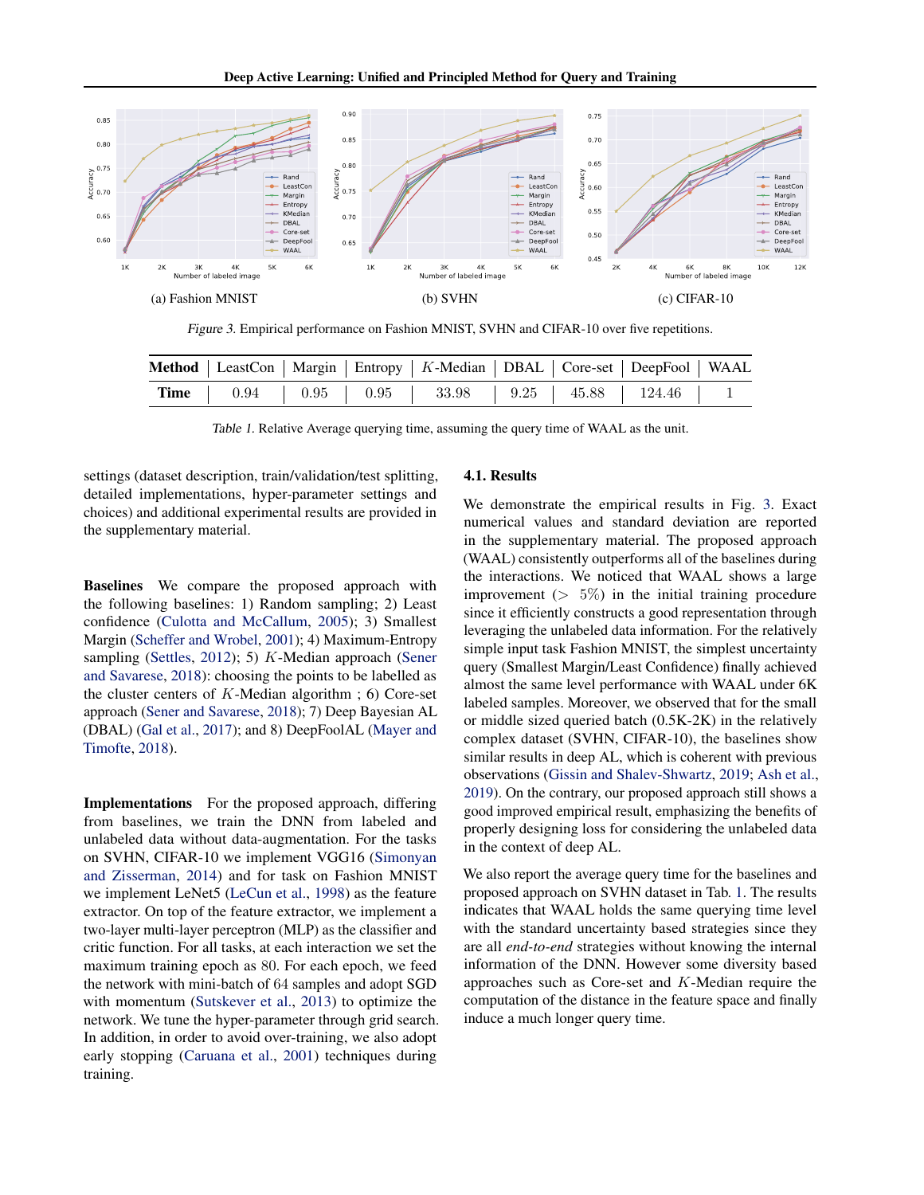(a) Fashion MNIST

(b) SVHN

(c) CIFAR-10

*Figure 3.* Empirical performance on Fashion MNIST, SVHN and CIFAR-10 over five repetitions.

| **Method** | LeastCon | Margin | Entropy | $K$-Median | DBAL | Core-set | DeepFool | WAAL |
|---|---|---|---|---|---|---|---|---|
| **Time** | 0.94 | 0.95 | 0.95 | 33.98 | 9.25 | 45.88 | 124.46 | 1 |

*Table 1.* Relative Average querying time, assuming the query time of WAAL as the unit.

settings (dataset description, train/validation/test splitting, detailed implementations, hyper-parameter settings and choices) and additional experimental results are provided in the supplementary material.

**Baselines** We compare the proposed approach with the following baselines: 1) Random sampling; 2) Least confidence (Culotta and McCallum, 2005); 3) Smallest Margin (Scheffer and Wrobel, 2001); 4) Maximum-Entropy sampling (Settles, 2012); 5) $K$-Median approach (Sener and Savarese, 2018): choosing the points to be labelled as the cluster centers of $K$-Median algorithm ; 6) Core-set approach (Sener and Savarese, 2018); 7) Deep Bayesian AL (DBAL) (Gal et al., 2017); and 8) DeepFoolAL (Mayer and Timofte, 2018).

**Implementations** For the proposed approach, differing from baselines, we train the DNN from labeled and unlabeled data without data-augmentation. For the tasks on SVHN, CIFAR-10 we implement VGG16 (Simonyan and Zisserman, 2014) and for task on Fashion MNIST we implement LeNet5 (LeCun et al., 1998) as the feature extractor. On top of the feature extractor, we implement a two-layer multi-layer perceptron (MLP) as the classifier and critic function. For all tasks, at each interaction we set the maximum training epoch as 80. For each epoch, we feed the network with mini-batch of 64 samples and adopt SGD with momentum (Sutskever et al., 2013) to optimize the network. We tune the hyper-parameter through grid search. In addition, in order to avoid over-training, we also adopt early stopping (Caruana et al., 2001) techniques during training.

### 4.1. Results

We demonstrate the empirical results in Fig. 3. Exact numerical values and standard deviation are reported in the supplementary material. The proposed approach (WAAL) consistently outperforms all of the baselines during the interactions. We noticed that WAAL shows a large improvement ($> 5\%$) in the initial training procedure since it efficiently constructs a good representation through leveraging the unlabeled data information. For the relatively simple input task Fashion MNIST, the simplest uncertainty query (Smallest Margin/Least Confidence) finally achieved almost the same level performance with WAAL under 6K labeled samples. Moreover, we observed that for the small or middle sized queried batch (0.5K-2K) in the relatively complex dataset (SVHN, CIFAR-10), the baselines show similar results in deep AL, which is coherent with previous observations (Gissin and Shalev-Shwartz, 2019; Ash et al., 2019). On the contrary, our proposed approach still shows a good improved empirical result, emphasizing the benefits of properly designing loss for considering the unlabeled data in the context of deep AL.

We also report the average query time for the baselines and proposed approach on SVHN dataset in Tab. 1. The results indicates that WAAL holds the same querying time level with the standard uncertainty based strategies since they are all *end-to-end* strategies without knowing the internal information of the DNN. However some diversity based approaches such as Core-set and $K$-Median require the computation of the distance in the feature space and finally induce a much longer query time.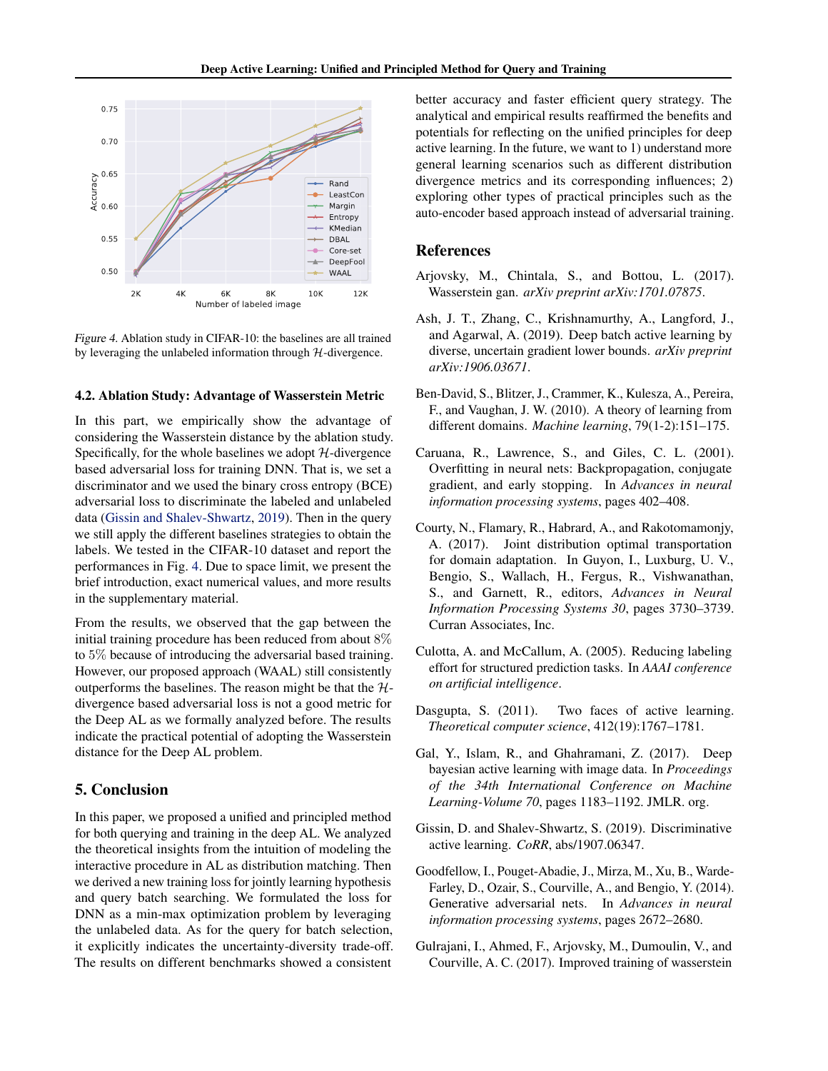Figure 4. Ablation study in CIFAR-10: the baselines are all trained by leveraging the unlabeled information through $\mathcal{H}$-divergence.

### 4.2. Ablation Study: Advantage of Wasserstein Metric

In this part, we empirically show the advantage of considering the Wasserstein distance by the ablation study. Specifically, for the whole baselines we adopt $\mathcal{H}$-divergence based adversarial loss for training DNN. That is, we set a discriminator and we used the binary cross entropy (BCE) adversarial loss to discriminate the labeled and unlabeled data (Gissin and Shalev-Shwartz, 2019). Then in the query we still apply the different baselines strategies to obtain the labels. We tested in the CIFAR-10 dataset and report the performances in Fig. 4. Due to space limit, we present the brief introduction, exact numerical values, and more results in the supplementary material.

From the results, we observed that the gap between the initial training procedure has been reduced from about $8\%$ to $5\%$ because of introducing the adversarial based training. However, our proposed approach (WAAL) still consistently outperforms the baselines. The reason might be that the $\mathcal{H}$-divergence based adversarial loss is not a good metric for the Deep AL as we formally analyzed before. The results indicate the practical potential of adopting the Wasserstein distance for the Deep AL problem.

## 5. Conclusion

In this paper, we proposed a unified and principled method for both querying and training in the deep AL. We analyzed the theoretical insights from the intuition of modeling the interactive procedure in AL as distribution matching. Then we derived a new training loss for jointly learning hypothesis and query batch searching. We formulated the loss for DNN as a min-max optimization problem by leveraging the unlabeled data. As for the query for batch selection, it explicitly indicates the uncertainty-diversity trade-off. The results on different benchmarks showed a consistent better accuracy and faster efficient query strategy. The analytical and empirical results reaffirmed the benefits and potentials for reflecting on the unified principles for deep active learning. In the future, we want to 1) understand more general learning scenarios such as different distribution divergence metrics and its corresponding influences; 2) exploring other types of practical principles such as the auto-encoder based approach instead of adversarial training.

## References

Arjovsky, M., Chintala, S., and Bottou, L. (2017). Wasserstein gan. *arXiv preprint arXiv:1701.07875*.

Ash, J. T., Zhang, C., Krishnamurthy, A., Langford, J., and Agarwal, A. (2019). Deep batch active learning by diverse, uncertain gradient lower bounds. *arXiv preprint arXiv:1906.03671*.

Ben-David, S., Blitzer, J., Crammer, K., Kulesza, A., Pereira, F., and Vaughan, J. W. (2010). A theory of learning from different domains. *Machine learning*, 79(1-2):151–175.

Caruana, R., Lawrence, S., and Giles, C. L. (2001). Overfitting in neural nets: Backpropagation, conjugate gradient, and early stopping. In *Advances in neural information processing systems*, pages 402–408.

Courty, N., Flamary, R., Habrard, A., and Rakotomamonjy, A. (2017). Joint distribution optimal transportation for domain adaptation. In Guyon, I., Luxburg, U. V., Bengio, S., Wallach, H., Fergus, R., Vishwanathan, S., and Garnett, R., editors, *Advances in Neural Information Processing Systems 30*, pages 3730–3739. Curran Associates, Inc.

Culotta, A. and McCallum, A. (2005). Reducing labeling effort for structured prediction tasks. In *AAAI conference on artificial intelligence*.

Dasgupta, S. (2011). Two faces of active learning. *Theoretical computer science*, 412(19):1767–1781.

Gal, Y., Islam, R., and Ghahramani, Z. (2017). Deep bayesian active learning with image data. In *Proceedings of the 34th International Conference on Machine Learning-Volume 70*, pages 1183–1192. JMLR. org.

Gissin, D. and Shalev-Shwartz, S. (2019). Discriminative active learning. *CoRR*, abs/1907.06347.

Goodfellow, I., Pouget-Abadie, J., Mirza, M., Xu, B., Warde-Farley, D., Ozair, S., Courville, A., and Bengio, Y. (2014). Generative adversarial nets. In *Advances in neural information processing systems*, pages 2672–2680.

Gulrajani, I., Ahmed, F., Arjovsky, M., Dumoulin, V., and Courville, A. C. (2017). Improved training of wasserstein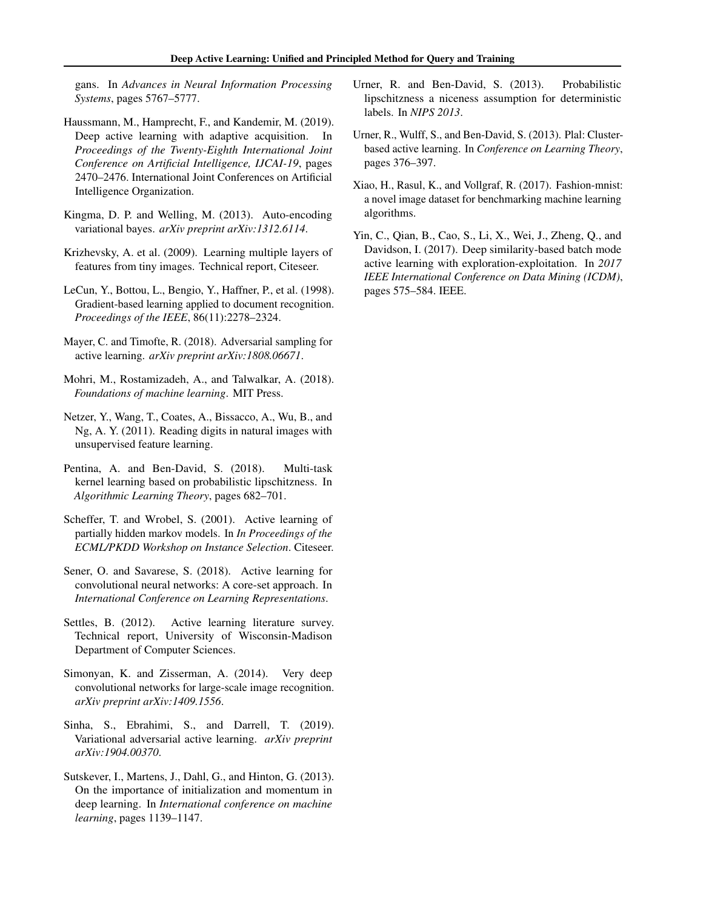gans. In *Advances in Neural Information Processing Systems*, pages 5767–5777.

Haussmann, M., Hamprecht, F., and Kandemir, M. (2019). Deep active learning with adaptive acquisition. In *Proceedings of the Twenty-Eighth International Joint Conference on Artificial Intelligence, IJCAI-19*, pages 2470–2476. International Joint Conferences on Artificial Intelligence Organization.

Kingma, D. P. and Welling, M. (2013). Auto-encoding variational bayes. *arXiv preprint arXiv:1312.6114*.

Krizhevsky, A. et al. (2009). Learning multiple layers of features from tiny images. Technical report, Citeseer.

LeCun, Y., Bottou, L., Bengio, Y., Haffner, P., et al. (1998). Gradient-based learning applied to document recognition. *Proceedings of the IEEE*, 86(11):2278–2324.

Mayer, C. and Timofte, R. (2018). Adversarial sampling for active learning. *arXiv preprint arXiv:1808.06671*.

Mohri, M., Rostamizadeh, A., and Talwalkar, A. (2018). *Foundations of machine learning*. MIT Press.

Netzer, Y., Wang, T., Coates, A., Bissacco, A., Wu, B., and Ng, A. Y. (2011). Reading digits in natural images with unsupervised feature learning.

Pentina, A. and Ben-David, S. (2018). Multi-task kernel learning based on probabilistic lipschitzness. In *Algorithmic Learning Theory*, pages 682–701.

Scheffer, T. and Wrobel, S. (2001). Active learning of partially hidden markov models. In *In Proceedings of the ECML/PKDD Workshop on Instance Selection*. Citeseer.

Sener, O. and Savarese, S. (2018). Active learning for convolutional neural networks: A core-set approach. In *International Conference on Learning Representations*.

Settles, B. (2012). Active learning literature survey. Technical report, University of Wisconsin-Madison Department of Computer Sciences.

Simonyan, K. and Zisserman, A. (2014). Very deep convolutional networks for large-scale image recognition. *arXiv preprint arXiv:1409.1556*.

Sinha, S., Ebrahimi, S., and Darrell, T. (2019). Variational adversarial active learning. *arXiv preprint arXiv:1904.00370*.

Sutskever, I., Martens, J., Dahl, G., and Hinton, G. (2013). On the importance of initialization and momentum in deep learning. In *International conference on machine learning*, pages 1139–1147.

Urner, R. and Ben-David, S. (2013). Probabilistic lipschitzness a niceness assumption for deterministic labels. In *NIPS 2013*.

Urner, R., Wulff, S., and Ben-David, S. (2013). Plal: Cluster-based active learning. In *Conference on Learning Theory*, pages 376–397.

Xiao, H., Rasul, K., and Vollgraf, R. (2017). Fashion-mnist: a novel image dataset for benchmarking machine learning algorithms.

Yin, C., Qian, B., Cao, S., Li, X., Wei, J., Zheng, Q., and Davidson, I. (2017). Deep similarity-based batch mode active learning with exploration-exploitation. In *2017 IEEE International Conference on Data Mining (ICDM)*, pages 575–584. IEEE.